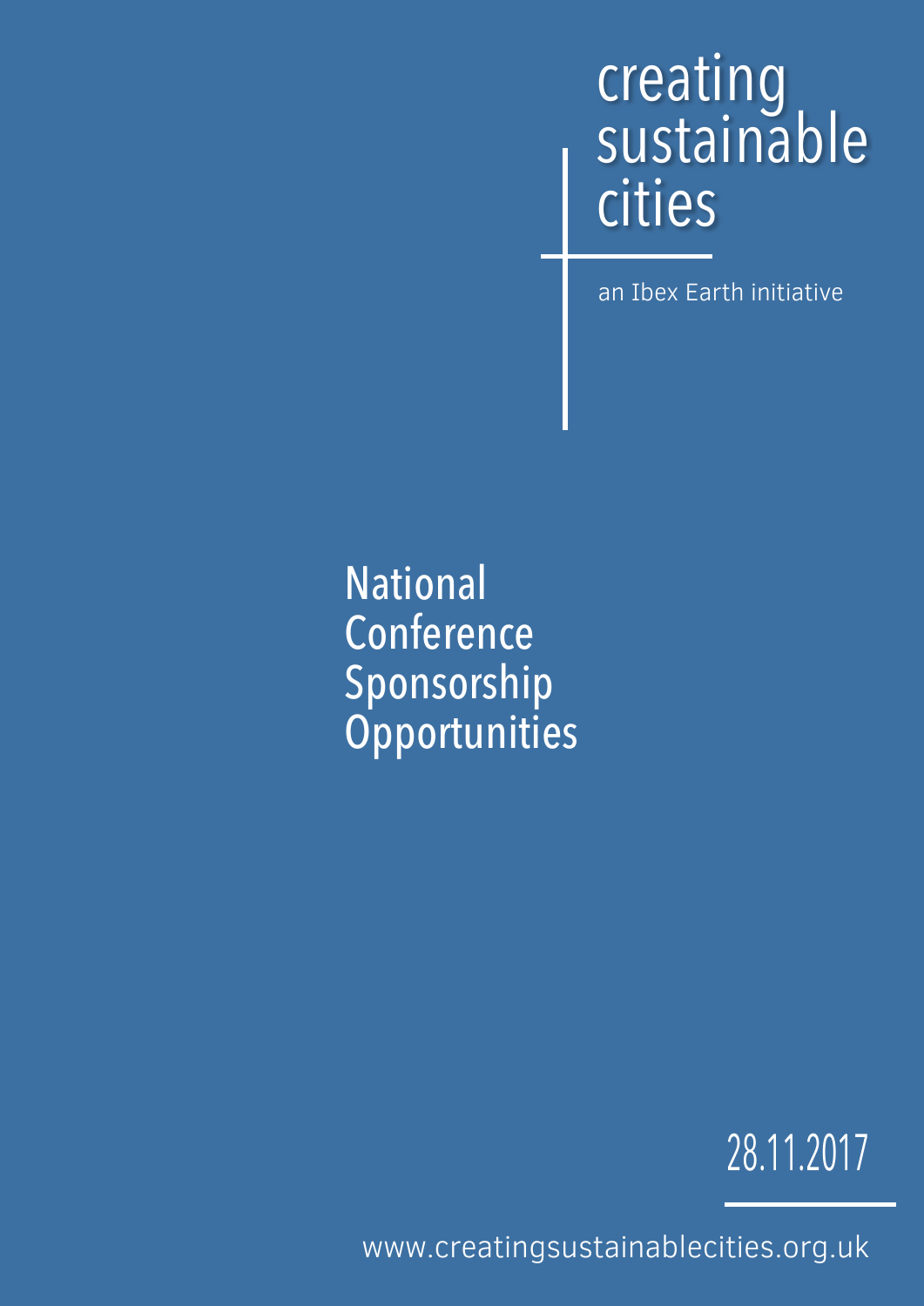# creating sustainable cities

an Ibex Earth initiative

## National Conference Sponsorship Opportunities

28.11.2017

www.creatingsustainablecities.org.uk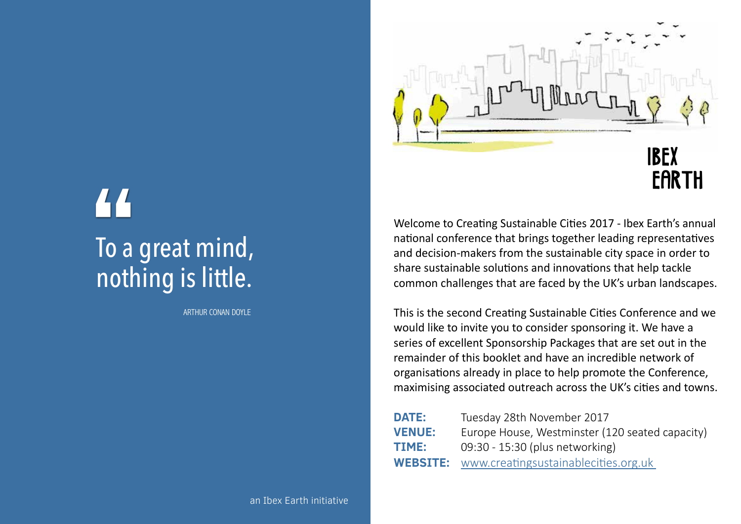> To a great mind, nothing is little.
>
> ARTHUR CONAN DOYLE

an Ibex Earth initiative

IBEX EARTH

Welcome to Creating Sustainable Cities 2017 - Ibex Earth's annual national conference that brings together leading representatives and decision-makers from the sustainable city space in order to share sustainable solutions and innovations that help tackle common challenges that are faced by the UK's urban landscapes.

This is the second Creating Sustainable Cities Conference and we would like to invite you to consider sponsoring it. We have a series of excellent Sponsorship Packages that are set out in the remainder of this booklet and have an incredible network of organisations already in place to help promote the Conference, maximising associated outreach across the UK's cities and towns.

**DATE:** Tuesday 28th November 2017
**VENUE:** Europe House, Westminster (120 seated capacity)
**TIME:** 09:30 - 15:30 (plus networking)
**WEBSITE:** www.creatingsustainablecities.org.uk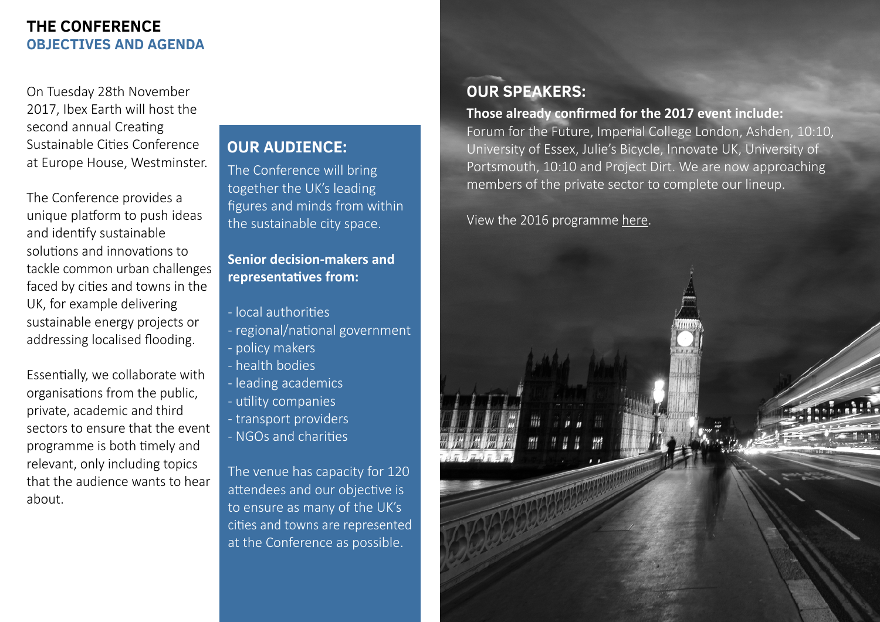# THE CONFERENCE
## OBJECTIVES AND AGENDA

On Tuesday 28th November 2017, Ibex Earth will host the second annual Creating Sustainable Cities Conference at Europe House, Westminster.

The Conference provides a unique platform to push ideas and identify sustainable solutions and innovations to tackle common urban challenges faced by cities and towns in the UK, for example delivering sustainable energy projects or addressing localised flooding.

Essentially, we collaborate with organisations from the public, private, academic and third sectors to ensure that the event programme is both timely and relevant, only including topics that the audience wants to hear about.

## OUR AUDIENCE:

The Conference will bring together the UK's leading figures and minds from within the sustainable city space.

**Senior decision-makers and representatives from:**

- local authorities
- regional/national government
- policy makers
- health bodies
- leading academics
- utility companies
- transport providers
- NGOs and charities

The venue has capacity for 120 attendees and our objective is to ensure as many of the UK's cities and towns are represented at the Conference as possible.

## OUR SPEAKERS:

**Those already confirmed for the 2017 event include:**

Forum for the Future, Imperial College London, Ashden, 10:10, University of Essex, Julie's Bicycle, Innovate UK, University of Portsmouth, 10:10 and Project Dirt. We are now approaching members of the private sector to complete our lineup.

View the 2016 programme here.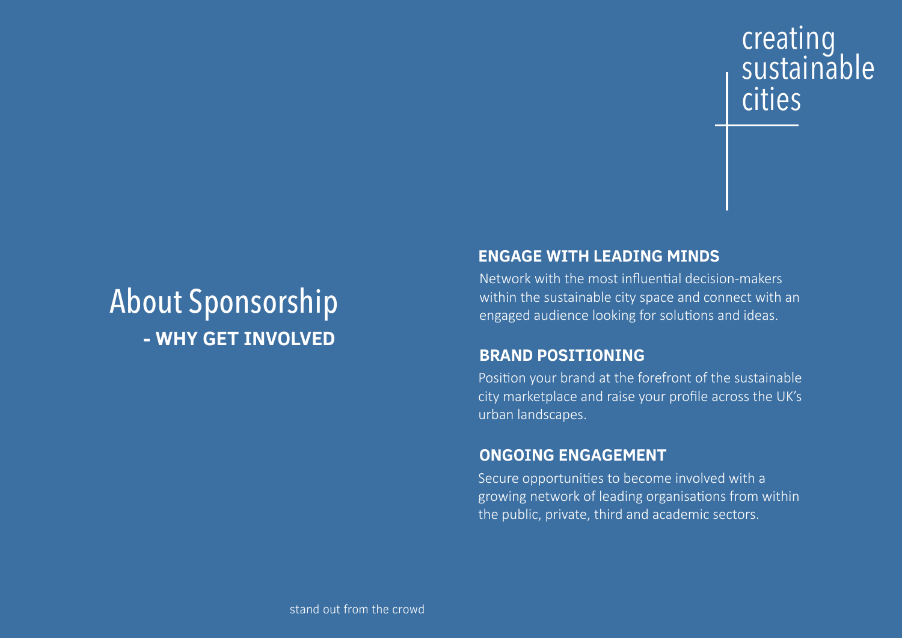creating sustainable cities

# About Sponsorship - WHY GET INVOLVED

## ENGAGE WITH LEADING MINDS

Network with the most influential decision-makers within the sustainable city space and connect with an engaged audience looking for solutions and ideas.

## BRAND POSITIONING

Position your brand at the forefront of the sustainable city marketplace and raise your profile across the UK's urban landscapes.

## ONGOING ENGAGEMENT

Secure opportunities to become involved with a growing network of leading organisations from within the public, private, third and academic sectors.

stand out from the crowd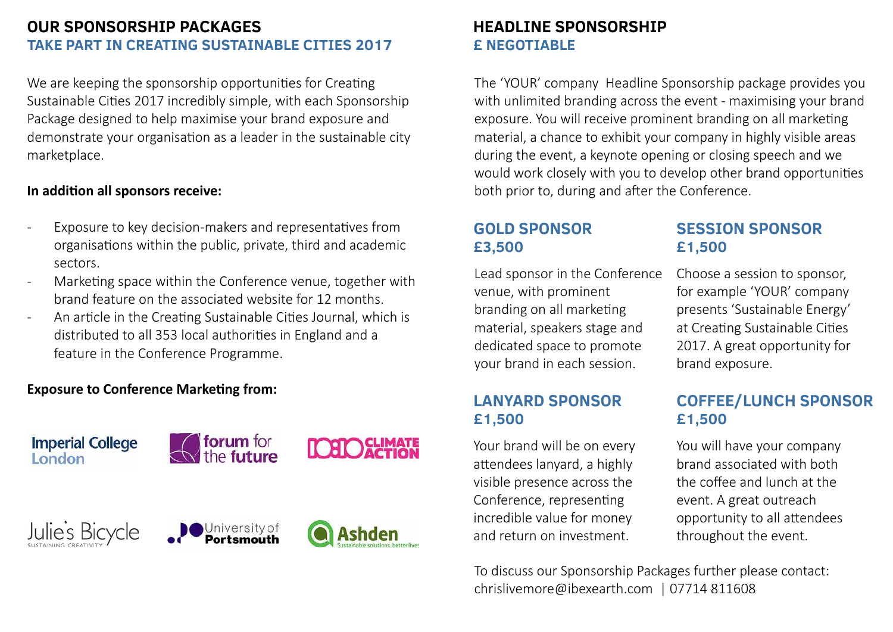## OUR SPONSORSHIP PACKAGES

### TAKE PART IN CREATING SUSTAINABLE CITIES 2017

We are keeping the sponsorship opportunities for Creating Sustainable Cities 2017 incredibly simple, with each Sponsorship Package designed to help maximise your brand exposure and demonstrate your organisation as a leader in the sustainable city marketplace.

**In addition all sponsors receive:**

- Exposure to key decision-makers and representatives from organisations within the public, private, third and academic sectors.
- Marketing space within the Conference venue, together with brand feature on the associated website for 12 months.
- An article in the Creating Sustainable Cities Journal, which is distributed to all 353 local authorities in England and a feature in the Conference Programme.

**Exposure to Conference Marketing from:**

Imperial College London

forum for the future

10:10 CLIMATE ACTION

Julie's Bicycle SUSTAINING CREATIVITY

University of Portsmouth

Ashden Sustainable solutions, better lives

## HEADLINE SPONSORSHIP

### £ NEGOTIABLE

The 'YOUR' company Headline Sponsorship package provides you with unlimited branding across the event - maximising your brand exposure. You will receive prominent branding on all marketing material, a chance to exhibit your company in highly visible areas during the event, a keynote opening or closing speech and we would work closely with you to develop other brand opportunities both prior to, during and after the Conference.

### GOLD SPONSOR
### £3,500

Lead sponsor in the Conference venue, with prominent branding on all marketing material, speakers stage and dedicated space to promote your brand in each session.

### SESSION SPONSOR
### £1,500

Choose a session to sponsor, for example 'YOUR' company presents 'Sustainable Energy' at Creating Sustainable Cities 2017. A great opportunity for brand exposure.

### LANYARD SPONSOR
### £1,500

Your brand will be on every attendees lanyard, a highly visible presence across the Conference, representing incredible value for money and return on investment.

### COFFEE/LUNCH SPONSOR
### £1,500

You will have your company brand associated with both the coffee and lunch at the event. A great outreach opportunity to all attendees throughout the event.

To discuss our Sponsorship Packages further please contact:
chrislivemore@ibexearth.com | 07714 811608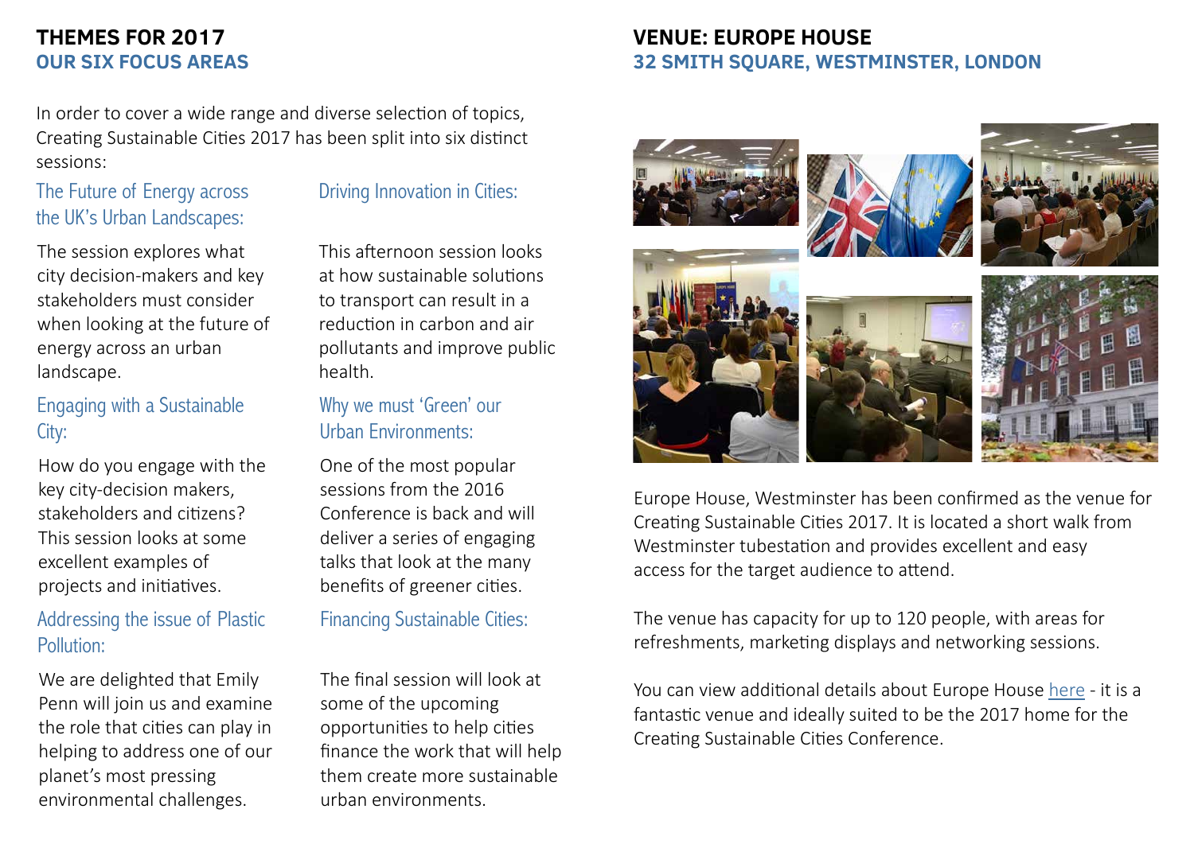## THEMES FOR 2017

### OUR SIX FOCUS AREAS

In order to cover a wide range and diverse selection of topics, Creating Sustainable Cities 2017 has been split into six distinct sessions:

### The Future of Energy across the UK's Urban Landscapes:

The session explores what city decision-makers and key stakeholders must consider when looking at the future of energy across an urban landscape.

### Engaging with a Sustainable City:

How do you engage with the key city-decision makers, stakeholders and citizens? This session looks at some excellent examples of projects and initiatives.

### Addressing the issue of Plastic Pollution:

We are delighted that Emily Penn will join us and examine the role that cities can play in helping to address one of our planet's most pressing environmental challenges.

### Driving Innovation in Cities:

This afternoon session looks at how sustainable solutions to transport can result in a reduction in carbon and air pollutants and improve public health.

### Why we must 'Green' our Urban Environments:

One of the most popular sessions from the 2016 Conference is back and will deliver a series of engaging talks that look at the many benefits of greener cities.

### Financing Sustainable Cities:

The final session will look at some of the upcoming opportunities to help cities finance the work that will help them create more sustainable urban environments.

## VENUE: EUROPE HOUSE

### 32 SMITH SQUARE, WESTMINSTER, LONDON

Europe House, Westminster has been confirmed as the venue for Creating Sustainable Cities 2017. It is located a short walk from Westminster tubestation and provides excellent and easy access for the target audience to attend.

The venue has capacity for up to 120 people, with areas for refreshments, marketing displays and networking sessions.

You can view additional details about Europe House here - it is a fantastic venue and ideally suited to be the 2017 home for the Creating Sustainable Cities Conference.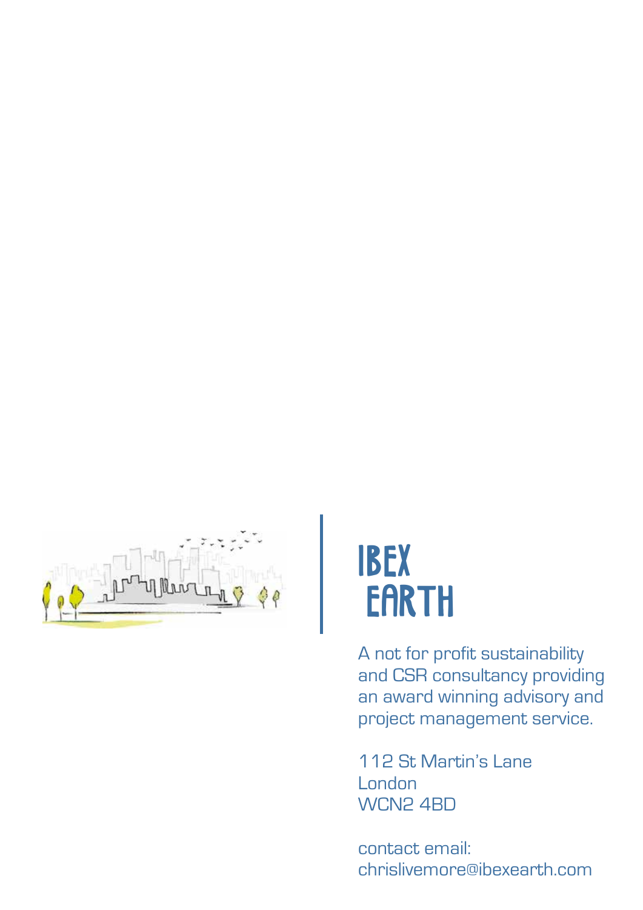# IBEX EARTH

A not for profit sustainability and CSR consultancy providing an award winning advisory and project management service.

112 St Martin's Lane
London
WCN2 4BD

contact email:
chrislivemore@ibexearth.com